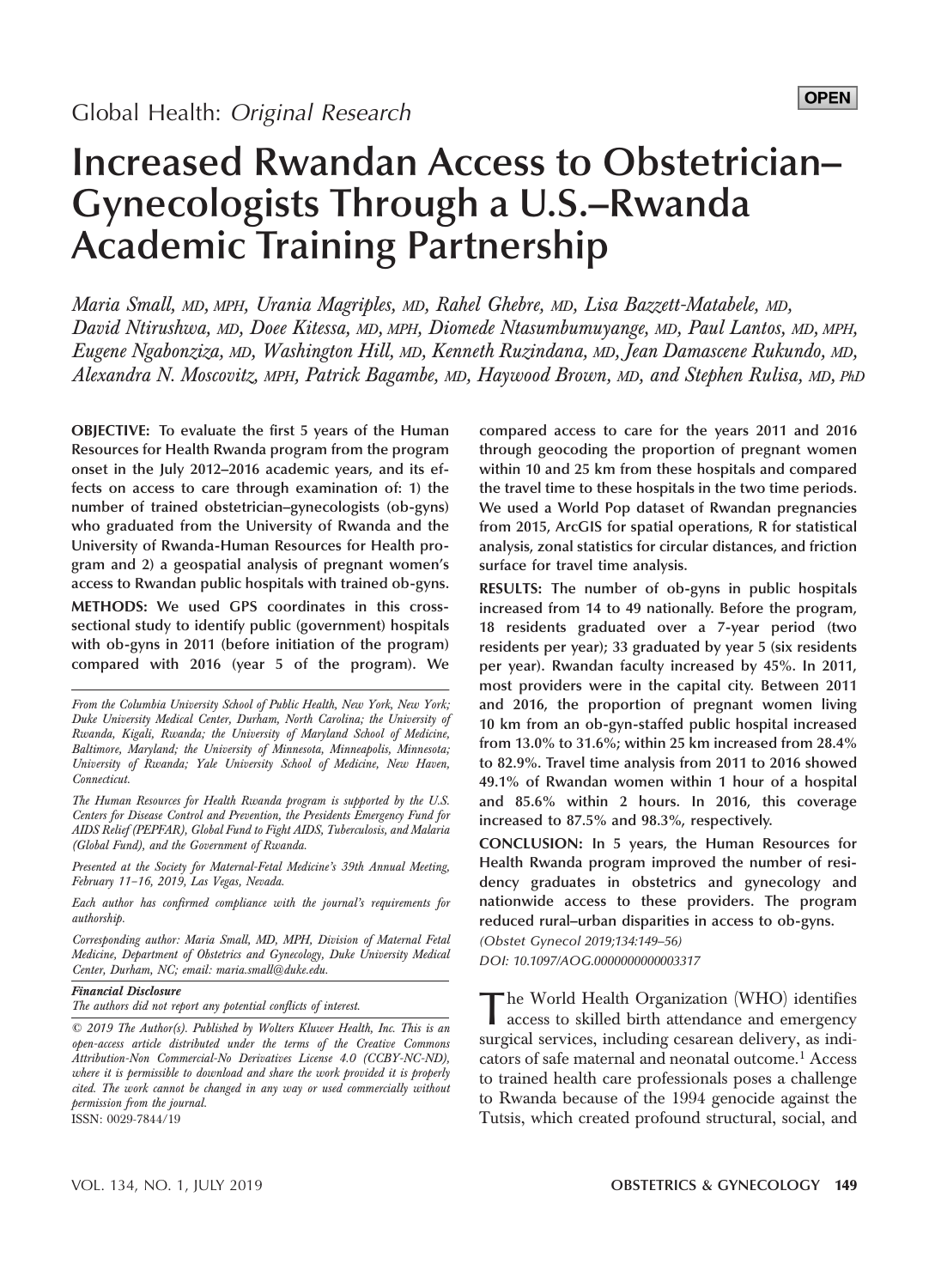Global Health: *Original Research*

**OPEN**

# Increased Rwandan Access to Obstetrician–Gynecologists Through a U.S.–Rwanda Academic Training Partnership

*Maria Small, MD, MPH, Urania Magriples, MD, Rahel Ghebre, MD, Lisa Bazzett-Matabele, MD, David Ntirushwa, MD, Doee Kitessa, MD, MPH, Diomede Ntasumbumuyange, MD, Paul Lantos, MD, MPH, Eugene Ngabonziza, MD, Washington Hill, MD, Kenneth Ruzindana, MD, Jean Damascene Rukundo, MD, Alexandra N. Moscovitz, MPH, Patrick Bagambe, MD, Haywood Brown, MD, and Stephen Rulisa, MD, PhD*

**OBJECTIVE:** To evaluate the first 5 years of the Human Resources for Health Rwanda program from the program onset in the July 2012–2016 academic years, and its effects on access to care through examination of: 1) the number of trained obstetrician–gynecologists (ob-gyns) who graduated from the University of Rwanda and the University of Rwanda-Human Resources for Health program and 2) a geospatial analysis of pregnant women's access to Rwandan public hospitals with trained ob-gyns.

**METHODS:** We used GPS coordinates in this cross-sectional study to identify public (government) hospitals with ob-gyns in 2011 (before initiation of the program) compared with 2016 (year 5 of the program). We compared access to care for the years 2011 and 2016 through geocoding the proportion of pregnant women within 10 and 25 km from these hospitals and compared the travel time to these hospitals in the two time periods. We used a World Pop dataset of Rwandan pregnancies from 2015, ArcGIS for spatial operations, R for statistical analysis, zonal statistics for circular distances, and friction surface for travel time analysis.

**RESULTS:** The number of ob-gyns in public hospitals increased from 14 to 49 nationally. Before the program, 18 residents graduated over a 7-year period (two residents per year); 33 graduated by year 5 (six residents per year). Rwandan faculty increased by 45%. In 2011, most providers were in the capital city. Between 2011 and 2016, the proportion of pregnant women living 10 km from an ob-gyn-staffed public hospital increased from 13.0% to 31.6%; within 25 km increased from 28.4% to 82.9%. Travel time analysis from 2011 to 2016 showed 49.1% of Rwandan women within 1 hour of a hospital and 85.6% within 2 hours. In 2016, this coverage increased to 87.5% and 98.3%, respectively.

**CONCLUSION:** In 5 years, the Human Resources for Health Rwanda program improved the number of residency graduates in obstetrics and gynecology and nationwide access to these providers. The program reduced rural–urban disparities in access to ob-gyns.

*(Obstet Gynecol 2019;134:149–56)*

*DOI: 10.1097/AOG.0000000000003317*

*From the Columbia University School of Public Health, New York, New York; Duke University Medical Center, Durham, North Carolina; the University of Rwanda, Kigali, Rwanda; the University of Maryland School of Medicine, Baltimore, Maryland; the University of Minnesota, Minneapolis, Minnesota; University of Rwanda; Yale University School of Medicine, New Haven, Connecticut.*

*The Human Resources for Health Rwanda program is supported by the U.S. Centers for Disease Control and Prevention, the Presidents Emergency Fund for AIDS Relief (PEPFAR), Global Fund to Fight AIDS, Tuberculosis, and Malaria (Global Fund), and the Government of Rwanda.*

*Presented at the Society for Maternal-Fetal Medicine's 39th Annual Meeting, February 11–16, 2019, Las Vegas, Nevada.*

*Each author has confirmed compliance with the journal's requirements for authorship.*

*Corresponding author: Maria Small, MD, MPH, Division of Maternal Fetal Medicine, Department of Obstetrics and Gynecology, Duke University Medical Center, Durham, NC; email: maria.small@duke.edu.*

***Financial Disclosure***
*The authors did not report any potential conflicts of interest.*

*© 2019 The Author(s). Published by Wolters Kluwer Health, Inc. This is an open-access article distributed under the terms of the Creative Commons Attribution-Non Commercial-No Derivatives License 4.0 (CCBY-NC-ND), where it is permissible to download and share the work provided it is properly cited. The work cannot be changed in any way or used commercially without permission from the journal.*
ISSN: 0029-7844/19

The World Health Organization (WHO) identifies access to skilled birth attendance and emergency surgical services, including cesarean delivery, as indicators of safe maternal and neonatal outcome.[1] Access to trained health care professionals poses a challenge to Rwanda because of the 1994 genocide against the Tutsis, which created profound structural, social, and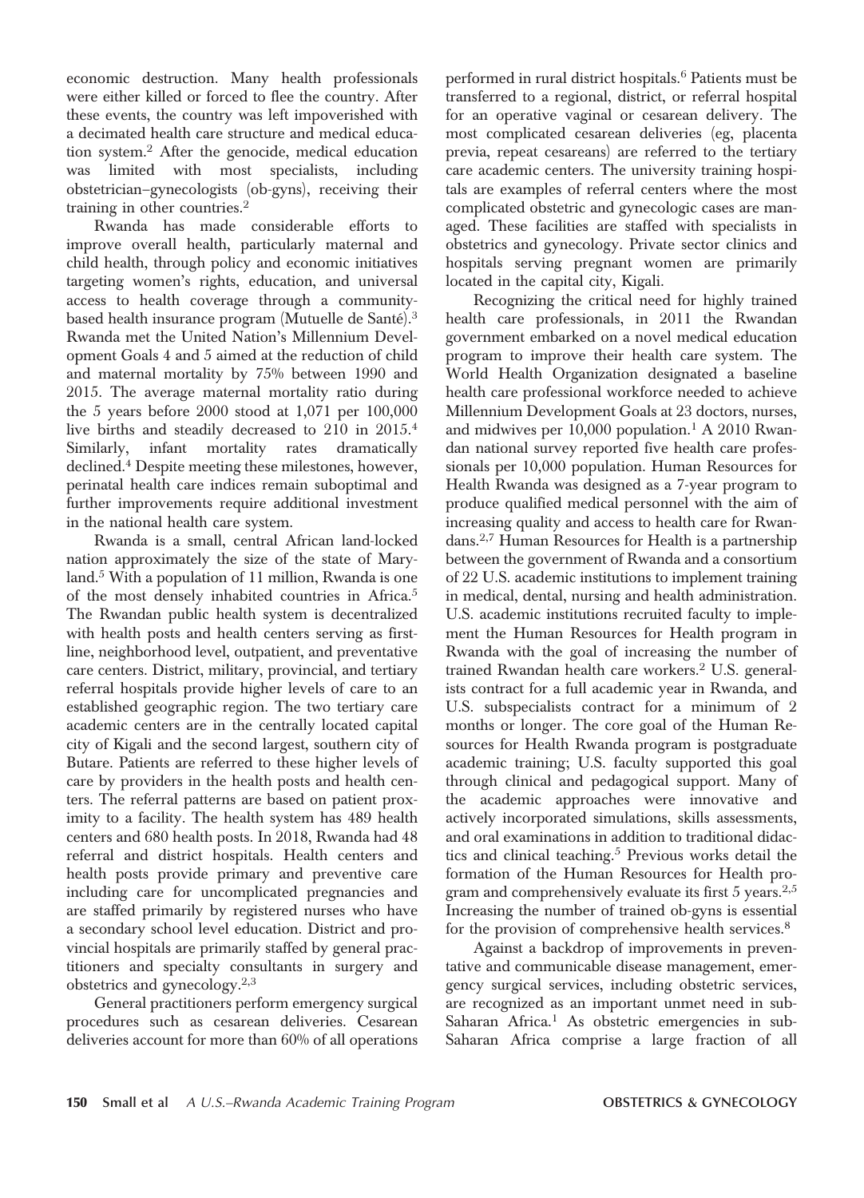economic destruction. Many health professionals were either killed or forced to flee the country. After these events, the country was left impoverished with a decimated health care structure and medical education system.[2] After the genocide, medical education was limited with most specialists, including obstetrician–gynecologists (ob-gyns), receiving their training in other countries.[2]

Rwanda has made considerable efforts to improve overall health, particularly maternal and child health, through policy and economic initiatives targeting women's rights, education, and universal access to health coverage through a community-based health insurance program (Mutuelle de Santé).[3] Rwanda met the United Nation's Millennium Development Goals 4 and 5 aimed at the reduction of child and maternal mortality by 75% between 1990 and 2015. The average maternal mortality ratio during the 5 years before 2000 stood at 1,071 per 100,000 live births and steadily decreased to 210 in 2015.[4] Similarly, infant mortality rates dramatically declined.[4] Despite meeting these milestones, however, perinatal health care indices remain suboptimal and further improvements require additional investment in the national health care system.

Rwanda is a small, central African land-locked nation approximately the size of the state of Maryland.[5] With a population of 11 million, Rwanda is one of the most densely inhabited countries in Africa.[5] The Rwandan public health system is decentralized with health posts and health centers serving as first-line, neighborhood level, outpatient, and preventative care centers. District, military, provincial, and tertiary referral hospitals provide higher levels of care to an established geographic region. The two tertiary care academic centers are in the centrally located capital city of Kigali and the second largest, southern city of Butare. Patients are referred to these higher levels of care by providers in the health posts and health centers. The referral patterns are based on patient proximity to a facility. The health system has 489 health centers and 680 health posts. In 2018, Rwanda had 48 referral and district hospitals. Health centers and health posts provide primary and preventive care including care for uncomplicated pregnancies and are staffed primarily by registered nurses who have a secondary school level education. District and provincial hospitals are primarily staffed by general practitioners and specialty consultants in surgery and obstetrics and gynecology.[2,3]

General practitioners perform emergency surgical procedures such as cesarean deliveries. Cesarean deliveries account for more than 60% of all operations performed in rural district hospitals.[6] Patients must be transferred to a regional, district, or referral hospital for an operative vaginal or cesarean delivery. The most complicated cesarean deliveries (eg, placenta previa, repeat cesareans) are referred to the tertiary care academic centers. The university training hospitals are examples of referral centers where the most complicated obstetric and gynecologic cases are managed. These facilities are staffed with specialists in obstetrics and gynecology. Private sector clinics and hospitals serving pregnant women are primarily located in the capital city, Kigali.

Recognizing the critical need for highly trained health care professionals, in 2011 the Rwandan government embarked on a novel medical education program to improve their health care system. The World Health Organization designated a baseline health care professional workforce needed to achieve Millennium Development Goals at 23 doctors, nurses, and midwives per 10,000 population.[1] A 2010 Rwandan national survey reported five health care professionals per 10,000 population. Human Resources for Health Rwanda was designed as a 7-year program to produce qualified medical personnel with the aim of increasing quality and access to health care for Rwandans.[2,7] Human Resources for Health is a partnership between the government of Rwanda and a consortium of 22 U.S. academic institutions to implement training in medical, dental, nursing and health administration. U.S. academic institutions recruited faculty to implement the Human Resources for Health program in Rwanda with the goal of increasing the number of trained Rwandan health care workers.[2] U.S. generalists contract for a full academic year in Rwanda, and U.S. subspecialists contract for a minimum of 2 months or longer. The core goal of the Human Resources for Health Rwanda program is postgraduate academic training; U.S. faculty supported this goal through clinical and pedagogical support. Many of the academic approaches were innovative and actively incorporated simulations, skills assessments, and oral examinations in addition to traditional didactics and clinical teaching.[5] Previous works detail the formation of the Human Resources for Health program and comprehensively evaluate its first 5 years.[2,5] Increasing the number of trained ob-gyns is essential for the provision of comprehensive health services.[8]

Against a backdrop of improvements in preventative and communicable disease management, emergency surgical services, including obstetric services, are recognized as an important unmet need in sub-Saharan Africa.[1] As obstetric emergencies in sub-Saharan Africa comprise a large fraction of all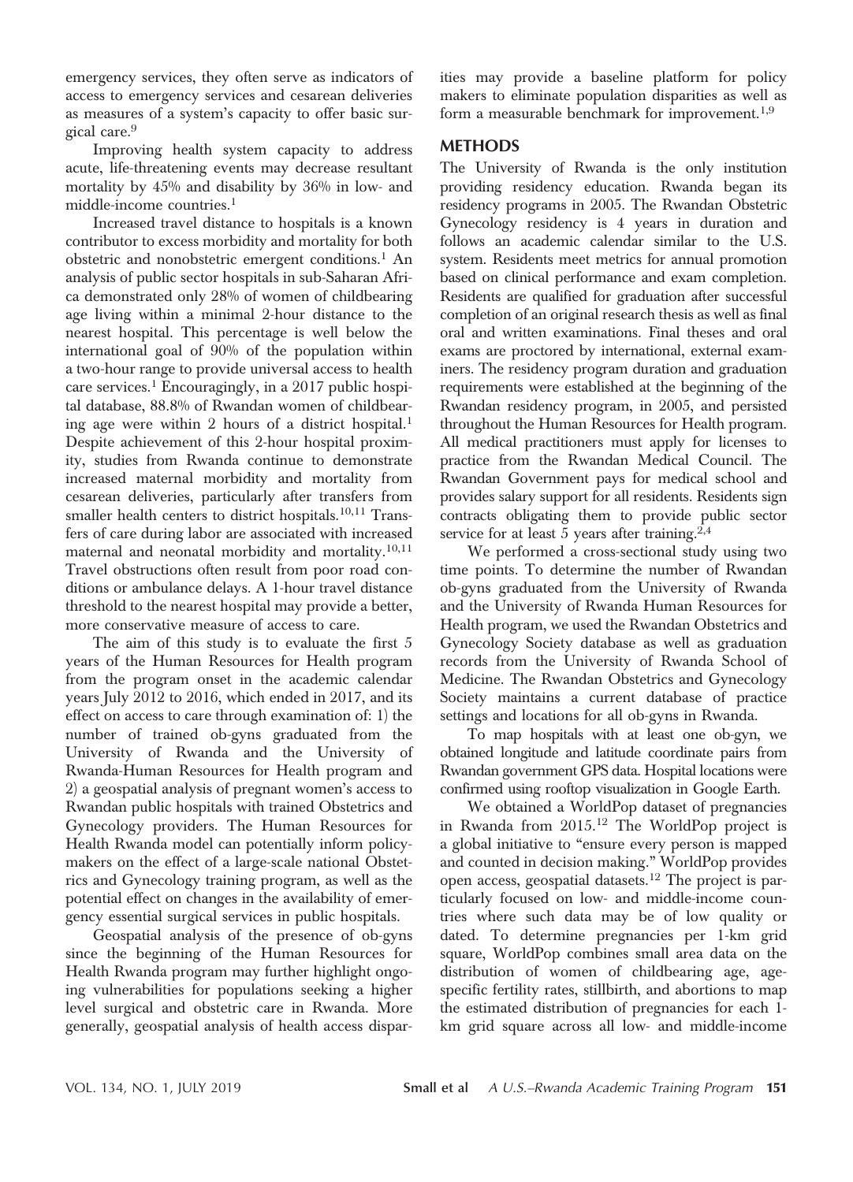emergency services, they often serve as indicators of access to emergency services and cesarean deliveries as measures of a system's capacity to offer basic surgical care.[9]

Improving health system capacity to address acute, life-threatening events may decrease resultant mortality by 45% and disability by 36% in low- and middle-income countries.[1]

Increased travel distance to hospitals is a known contributor to excess morbidity and mortality for both obstetric and nonobstetric emergent conditions.[1] An analysis of public sector hospitals in sub-Saharan Africa demonstrated only 28% of women of childbearing age living within a minimal 2-hour distance to the nearest hospital. This percentage is well below the international goal of 90% of the population within a two-hour range to provide universal access to health care services.[1] Encouragingly, in a 2017 public hospital database, 88.8% of Rwandan women of childbearing age were within 2 hours of a district hospital.[1] Despite achievement of this 2-hour hospital proximity, studies from Rwanda continue to demonstrate increased maternal morbidity and mortality from cesarean deliveries, particularly after transfers from smaller health centers to district hospitals.[10,11] Transfers of care during labor are associated with increased maternal and neonatal morbidity and mortality.[10,11] Travel obstructions often result from poor road conditions or ambulance delays. A 1-hour travel distance threshold to the nearest hospital may provide a better, more conservative measure of access to care.

The aim of this study is to evaluate the first 5 years of the Human Resources for Health program from the program onset in the academic calendar years July 2012 to 2016, which ended in 2017, and its effect on access to care through examination of: 1) the number of trained ob-gyns graduated from the University of Rwanda and the University of Rwanda-Human Resources for Health program and 2) a geospatial analysis of pregnant women's access to Rwandan public hospitals with trained Obstetrics and Gynecology providers. The Human Resources for Health Rwanda model can potentially inform policymakers on the effect of a large-scale national Obstetrics and Gynecology training program, as well as the potential effect on changes in the availability of emergency essential surgical services in public hospitals.

Geospatial analysis of the presence of ob-gyns since the beginning of the Human Resources for Health Rwanda program may further highlight ongoing vulnerabilities for populations seeking a higher level surgical and obstetric care in Rwanda. More generally, geospatial analysis of health access disparities may provide a baseline platform for policy makers to eliminate population disparities as well as form a measurable benchmark for improvement.[1,9]

## METHODS

The University of Rwanda is the only institution providing residency education. Rwanda began its residency programs in 2005. The Rwandan Obstetric Gynecology residency is 4 years in duration and follows an academic calendar similar to the U.S. system. Residents meet metrics for annual promotion based on clinical performance and exam completion. Residents are qualified for graduation after successful completion of an original research thesis as well as final oral and written examinations. Final theses and oral exams are proctored by international, external examiners. The residency program duration and graduation requirements were established at the beginning of the Rwandan residency program, in 2005, and persisted throughout the Human Resources for Health program. All medical practitioners must apply for licenses to practice from the Rwandan Medical Council. The Rwandan Government pays for medical school and provides salary support for all residents. Residents sign contracts obligating them to provide public sector service for at least 5 years after training.[2,4]

We performed a cross-sectional study using two time points. To determine the number of Rwandan ob-gyns graduated from the University of Rwanda and the University of Rwanda Human Resources for Health program, we used the Rwandan Obstetrics and Gynecology Society database as well as graduation records from the University of Rwanda School of Medicine. The Rwandan Obstetrics and Gynecology Society maintains a current database of practice settings and locations for all ob-gyns in Rwanda.

To map hospitals with at least one ob-gyn, we obtained longitude and latitude coordinate pairs from Rwandan government GPS data. Hospital locations were confirmed using rooftop visualization in Google Earth.

We obtained a WorldPop dataset of pregnancies in Rwanda from 2015.[12] The WorldPop project is a global initiative to "ensure every person is mapped and counted in decision making." WorldPop provides open access, geospatial datasets.[12] The project is particularly focused on low- and middle-income countries where such data may be of low quality or dated. To determine pregnancies per 1-km grid square, WorldPop combines small area data on the distribution of women of childbearing age, age-specific fertility rates, stillbirth, and abortions to map the estimated distribution of pregnancies for each 1-km grid square across all low- and middle-income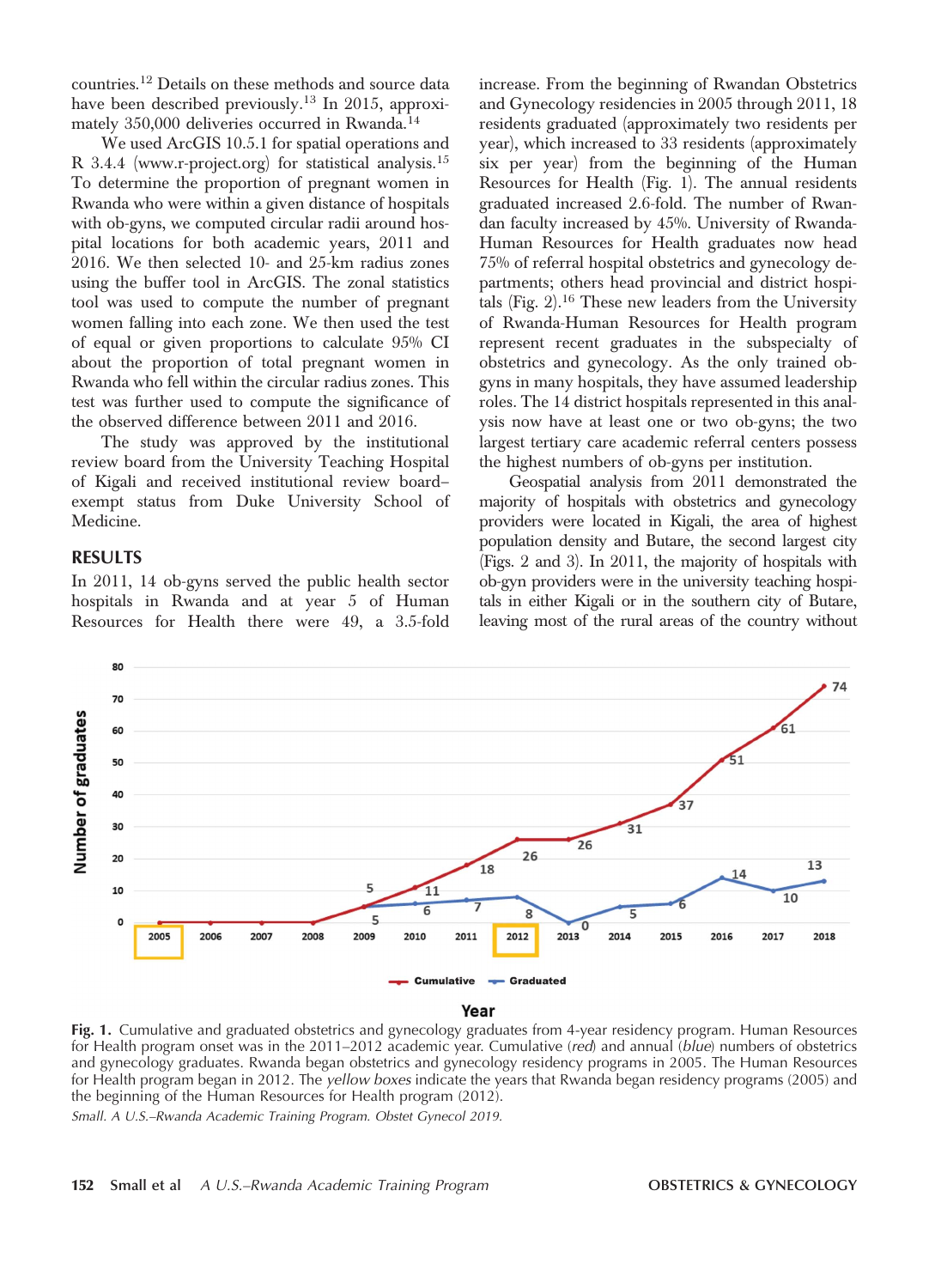countries.[12] Details on these methods and source data have been described previously.[13] In 2015, approximately 350,000 deliveries occurred in Rwanda.[14]

We used ArcGIS 10.5.1 for spatial operations and R 3.4.4 (www.r-project.org) for statistical analysis.[15] To determine the proportion of pregnant women in Rwanda who were within a given distance of hospitals with ob-gyns, we computed circular radii around hospital locations for both academic years, 2011 and 2016. We then selected 10- and 25-km radius zones using the buffer tool in ArcGIS. The zonal statistics tool was used to compute the number of pregnant women falling into each zone. We then used the test of equal or given proportions to calculate 95% CI about the proportion of total pregnant women in Rwanda who fell within the circular radius zones. This test was further used to compute the significance of the observed difference between 2011 and 2016.

The study was approved by the institutional review board from the University Teaching Hospital of Kigali and received institutional review board–exempt status from Duke University School of Medicine.

## RESULTS

In 2011, 14 ob-gyns served the public health sector hospitals in Rwanda and at year 5 of Human Resources for Health there were 49, a 3.5-fold increase. From the beginning of Rwandan Obstetrics and Gynecology residencies in 2005 through 2011, 18 residents graduated (approximately two residents per year), which increased to 33 residents (approximately six per year) from the beginning of the Human Resources for Health (Fig. 1). The annual residents graduated increased 2.6-fold. The number of Rwandan faculty increased by 45%. University of Rwanda-Human Resources for Health graduates now head 75% of referral hospital obstetrics and gynecology departments; others head provincial and district hospitals (Fig. 2).[16] These new leaders from the University of Rwanda-Human Resources for Health program represent recent graduates in the subspecialty of obstetrics and gynecology. As the only trained ob-gyns in many hospitals, they have assumed leadership roles. The 14 district hospitals represented in this analysis now have at least one or two ob-gyns; the two largest tertiary care academic referral centers possess the highest numbers of ob-gyns per institution.

Geospatial analysis from 2011 demonstrated the majority of hospitals with obstetrics and gynecology providers were located in Kigali, the area of highest population density and Butare, the second largest city (Figs. 2 and 3). In 2011, the majority of hospitals with ob-gyn providers were in the university teaching hospitals in either Kigali or in the southern city of Butare, leaving most of the rural areas of the country without

| Year | Cumulative | Graduated |
|---|---|---|
| 2005 | 0 | 0 |
| 2006 | 0 | 0 |
| 2007 | 0 | 0 |
| 2008 | 0 | 0 |
| 2009 | 5 | 5 |
| 2010 | 11 | 6 |
| 2011 | 18 | 7 |
| 2012 | 26 | 8 |
| 2013 | 26 | 0 |
| 2014 | 31 | 5 |
| 2015 | 37 | 6 |
| 2016 | 51 | 14 |
| 2017 | 61 | 10 |
| 2018 | 74 | 13 |

**Fig. 1.** Cumulative and graduated obstetrics and gynecology graduates from 4-year residency program. Human Resources for Health program onset was in the 2011–2012 academic year. Cumulative (*red*) and annual (*blue*) numbers of obstetrics and gynecology graduates. Rwanda began obstetrics and gynecology residency programs in 2005. The Human Resources for Health program began in 2012. The *yellow boxes* indicate the years that Rwanda began residency programs (2005) and the beginning of the Human Resources for Health program (2012).

*Small. A U.S.–Rwanda Academic Training Program. Obstet Gynecol 2019.*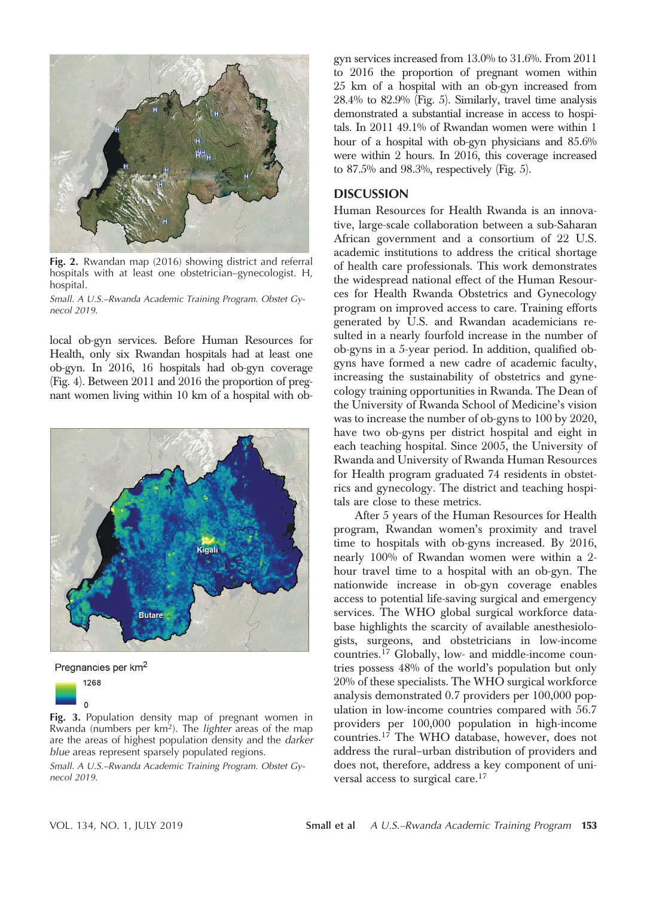Fig. 2. Rwandan map (2016) showing district and referral hospitals with at least one obstetrician–gynecologist. H, hospital.

*Small. A U.S.–Rwanda Academic Training Program. Obstet Gynecol 2019.*

local ob-gyn services. Before Human Resources for Health, only six Rwandan hospitals had at least one ob-gyn. In 2016, 16 hospitals had ob-gyn coverage (Fig. 4). Between 2011 and 2016 the proportion of pregnant women living within 10 km of a hospital with ob-gyn services increased from 13.0% to 31.6%. From 2011 to 2016 the proportion of pregnant women within 25 km of a hospital with an ob-gyn increased from 28.4% to 82.9% (Fig. 5). Similarly, travel time analysis demonstrated a substantial increase in access to hospitals. In 2011 49.1% of Rwandan women were within 1 hour of a hospital with ob-gyn physicians and 85.6% were within 2 hours. In 2016, this coverage increased to 87.5% and 98.3%, respectively (Fig. 5).

Fig. 3. Population density map of pregnant women in Rwanda (numbers per km$^2$). The *lighter* areas of the map are the areas of highest population density and the *darker blue* areas represent sparsely populated regions.

*Small. A U.S.–Rwanda Academic Training Program. Obstet Gynecol 2019.*

## DISCUSSION

Human Resources for Health Rwanda is an innovative, large-scale collaboration between a sub-Saharan African government and a consortium of 22 U.S. academic institutions to address the critical shortage of health care professionals. This work demonstrates the widespread national effect of the Human Resources for Health Rwanda Obstetrics and Gynecology program on improved access to care. Training efforts generated by U.S. and Rwandan academicians resulted in a nearly fourfold increase in the number of ob-gyns in a 5-year period. In addition, qualified ob-gyns have formed a new cadre of academic faculty, increasing the sustainability of obstetrics and gynecology training opportunities in Rwanda. The Dean of the University of Rwanda School of Medicine's vision was to increase the number of ob-gyns to 100 by 2020, have two ob-gyns per district hospital and eight in each teaching hospital. Since 2005, the University of Rwanda and University of Rwanda Human Resources for Health program graduated 74 residents in obstetrics and gynecology. The district and teaching hospitals are close to these metrics.

After 5 years of the Human Resources for Health program, Rwandan women's proximity and travel time to hospitals with ob-gyns increased. By 2016, nearly 100% of Rwandan women were within a 2-hour travel time to a hospital with an ob-gyn. The nationwide increase in ob-gyn coverage enables access to potential life-saving surgical and emergency services. The WHO global surgical workforce database highlights the scarcity of available anesthesiologists, surgeons, and obstetricians in low-income countries.[17] Globally, low- and middle-income countries possess 48% of the world's population but only 20% of these specialists. The WHO surgical workforce analysis demonstrated 0.7 providers per 100,000 population in low-income countries compared with 56.7 providers per 100,000 population in high-income countries.[17] The WHO database, however, does not address the rural–urban distribution of providers and does not, therefore, address a key component of universal access to surgical care.[17]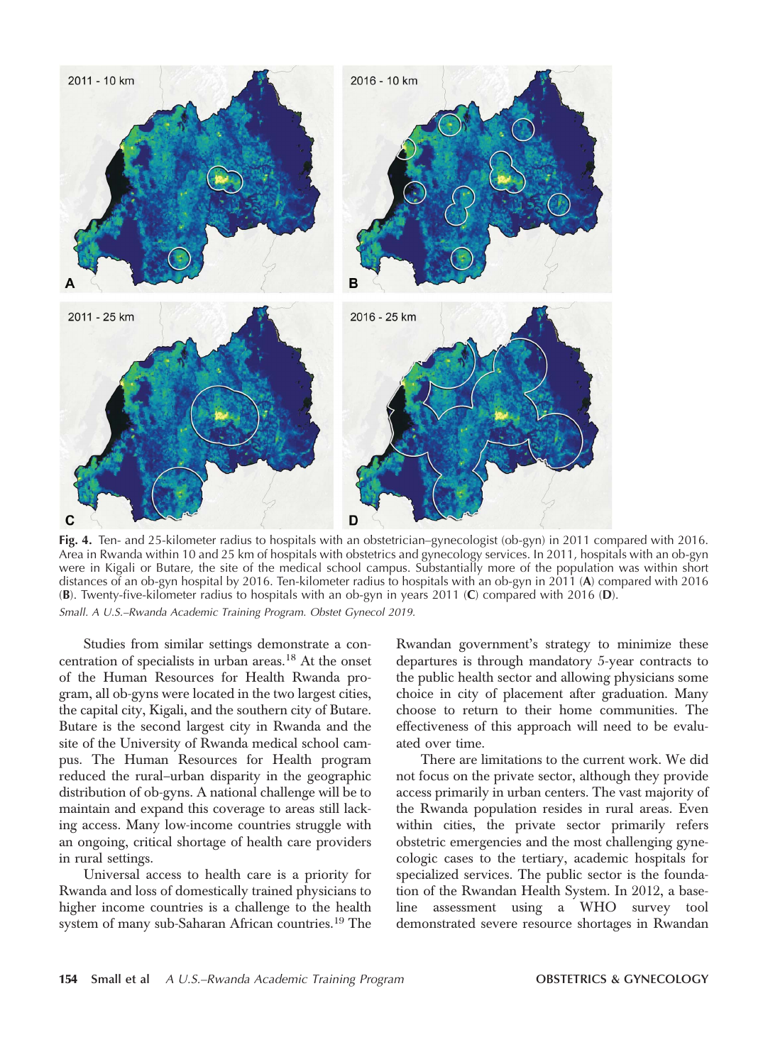**Fig. 4.** Ten- and 25-kilometer radius to hospitals with an obstetrician–gynecologist (ob-gyn) in 2011 compared with 2016. Area in Rwanda within 10 and 25 km of hospitals with obstetrics and gynecology services. In 2011, hospitals with an ob-gyn were in Kigali or Butare, the site of the medical school campus. Substantially more of the population was within short distances of an ob-gyn hospital by 2016. Ten-kilometer radius to hospitals with an ob-gyn in 2011 (**A**) compared with 2016 (**B**). Twenty-five-kilometer radius to hospitals with an ob-gyn in years 2011 (**C**) compared with 2016 (**D**).

*Small. A U.S.–Rwanda Academic Training Program. Obstet Gynecol 2019.*

Studies from similar settings demonstrate a concentration of specialists in urban areas.[18] At the onset of the Human Resources for Health Rwanda program, all ob-gyns were located in the two largest cities, the capital city, Kigali, and the southern city of Butare. Butare is the second largest city in Rwanda and the site of the University of Rwanda medical school campus. The Human Resources for Health program reduced the rural–urban disparity in the geographic distribution of ob-gyns. A national challenge will be to maintain and expand this coverage to areas still lacking access. Many low-income countries struggle with an ongoing, critical shortage of health care providers in rural settings.

Universal access to health care is a priority for Rwanda and loss of domestically trained physicians to higher income countries is a challenge to the health system of many sub-Saharan African countries.[19] The Rwandan government's strategy to minimize these departures is through mandatory 5-year contracts to the public health sector and allowing physicians some choice in city of placement after graduation. Many choose to return to their home communities. The effectiveness of this approach will need to be evaluated over time.

There are limitations to the current work. We did not focus on the private sector, although they provide access primarily in urban centers. The vast majority of the Rwanda population resides in rural areas. Even within cities, the private sector primarily refers obstetric emergencies and the most challenging gynecologic cases to the tertiary, academic hospitals for specialized services. The public sector is the foundation of the Rwandan Health System. In 2012, a baseline assessment using a WHO survey tool demonstrated severe resource shortages in Rwandan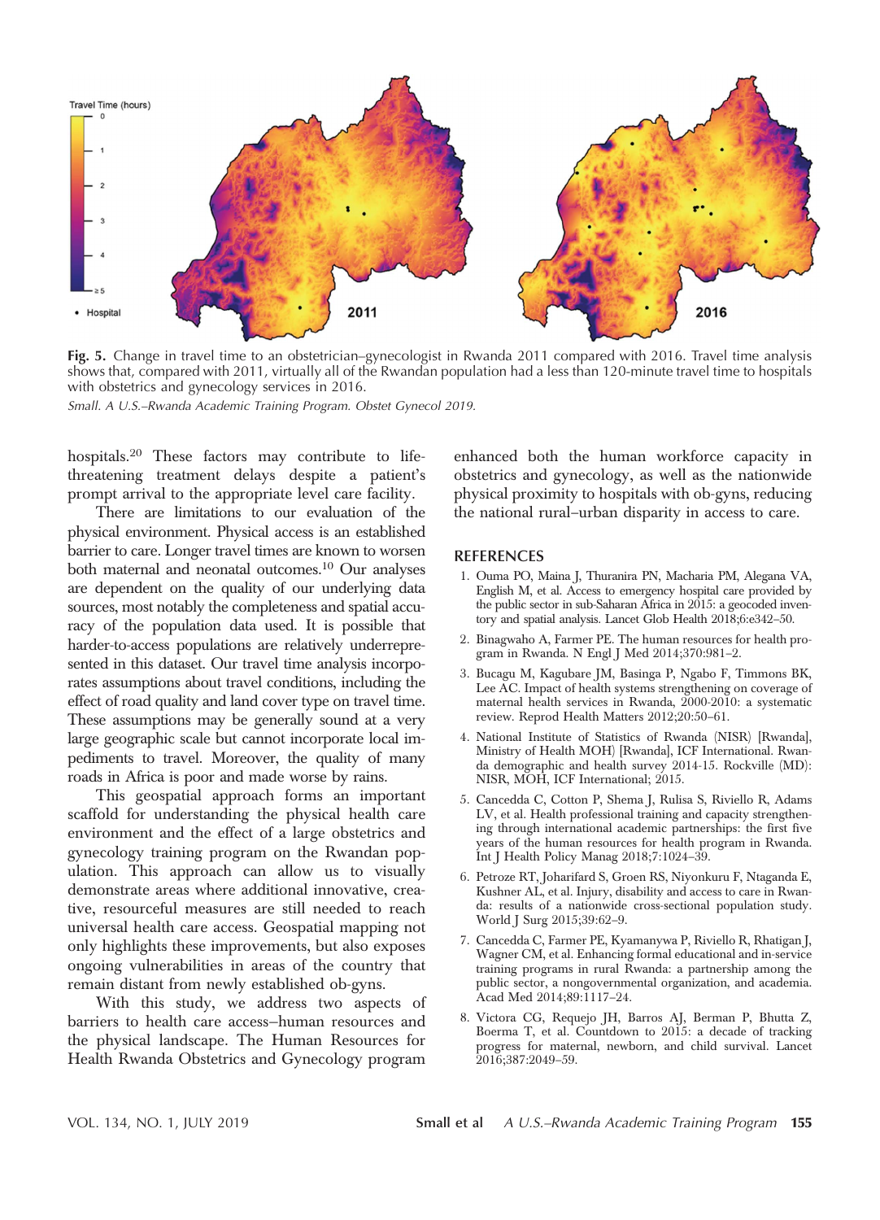Travel Time (hours)
0
1
2
3
4
≥5
• Hospital
2011
2016

**Fig. 5.** Change in travel time to an obstetrician–gynecologist in Rwanda 2011 compared with 2016. Travel time analysis shows that, compared with 2011, virtually all of the Rwandan population had a less than 120-minute travel time to hospitals with obstetrics and gynecology services in 2016.

*Small. A U.S.–Rwanda Academic Training Program. Obstet Gynecol 2019.*

hospitals.[20] These factors may contribute to life-threatening treatment delays despite a patient's prompt arrival to the appropriate level care facility.

There are limitations to our evaluation of the physical environment. Physical access is an established barrier to care. Longer travel times are known to worsen both maternal and neonatal outcomes.[10] Our analyses are dependent on the quality of our underlying data sources, most notably the completeness and spatial accuracy of the population data used. It is possible that harder-to-access populations are relatively underrepresented in this dataset. Our travel time analysis incorporates assumptions about travel conditions, including the effect of road quality and land cover type on travel time. These assumptions may be generally sound at a very large geographic scale but cannot incorporate local impediments to travel. Moreover, the quality of many roads in Africa is poor and made worse by rains.

This geospatial approach forms an important scaffold for understanding the physical health care environment and the effect of a large obstetrics and gynecology training program on the Rwandan population. This approach can allow us to visually demonstrate areas where additional innovative, creative, resourceful measures are still needed to reach universal health care access. Geospatial mapping not only highlights these improvements, but also exposes ongoing vulnerabilities in areas of the country that remain distant from newly established ob-gyns.

With this study, we address two aspects of barriers to health care access–human resources and the physical landscape. The Human Resources for Health Rwanda Obstetrics and Gynecology program enhanced both the human workforce capacity in obstetrics and gynecology, as well as the nationwide physical proximity to hospitals with ob-gyns, reducing the national rural–urban disparity in access to care.

## REFERENCES

1. Ouma PO, Maina J, Thuranira PN, Macharia PM, Alegana VA, English M, et al. Access to emergency hospital care provided by the public sector in sub-Saharan Africa in 2015: a geocoded inventory and spatial analysis. Lancet Glob Health 2018;6:e342–50.
2. Binagwaho A, Farmer PE. The human resources for health program in Rwanda. N Engl J Med 2014;370:981–2.
3. Bucagu M, Kagubare JM, Basinga P, Ngabo F, Timmons BK, Lee AC. Impact of health systems strengthening on coverage of maternal health services in Rwanda, 2000-2010: a systematic review. Reprod Health Matters 2012;20:50–61.
4. National Institute of Statistics of Rwanda (NISR) [Rwanda], Ministry of Health MOH) [Rwanda], ICF International. Rwanda demographic and health survey 2014-15. Rockville (MD): NISR, MOH, ICF International; 2015.
5. Cancedda C, Cotton P, Shema J, Rulisa S, Riviello R, Adams LV, et al. Health professional training and capacity strengthening through international academic partnerships: the first five years of the human resources for health program in Rwanda. Int J Health Policy Manag 2018;7:1024–39.
6. Petroze RT, Joharifard S, Groen RS, Niyonkuru F, Ntaganda E, Kushner AL, et al. Injury, disability and access to care in Rwanda: results of a nationwide cross-sectional population study. World J Surg 2015;39:62–9.
7. Cancedda C, Farmer PE, Kyamanywa P, Riviello R, Rhatigan J, Wagner CM, et al. Enhancing formal educational and in-service training programs in rural Rwanda: a partnership among the public sector, a nongovernmental organization, and academia. Acad Med 2014;89:1117–24.
8. Victora CG, Requejo JH, Barros AJ, Berman P, Bhutta Z, Boerma T, et al. Countdown to 2015: a decade of tracking progress for maternal, newborn, and child survival. Lancet 2016;387:2049–59.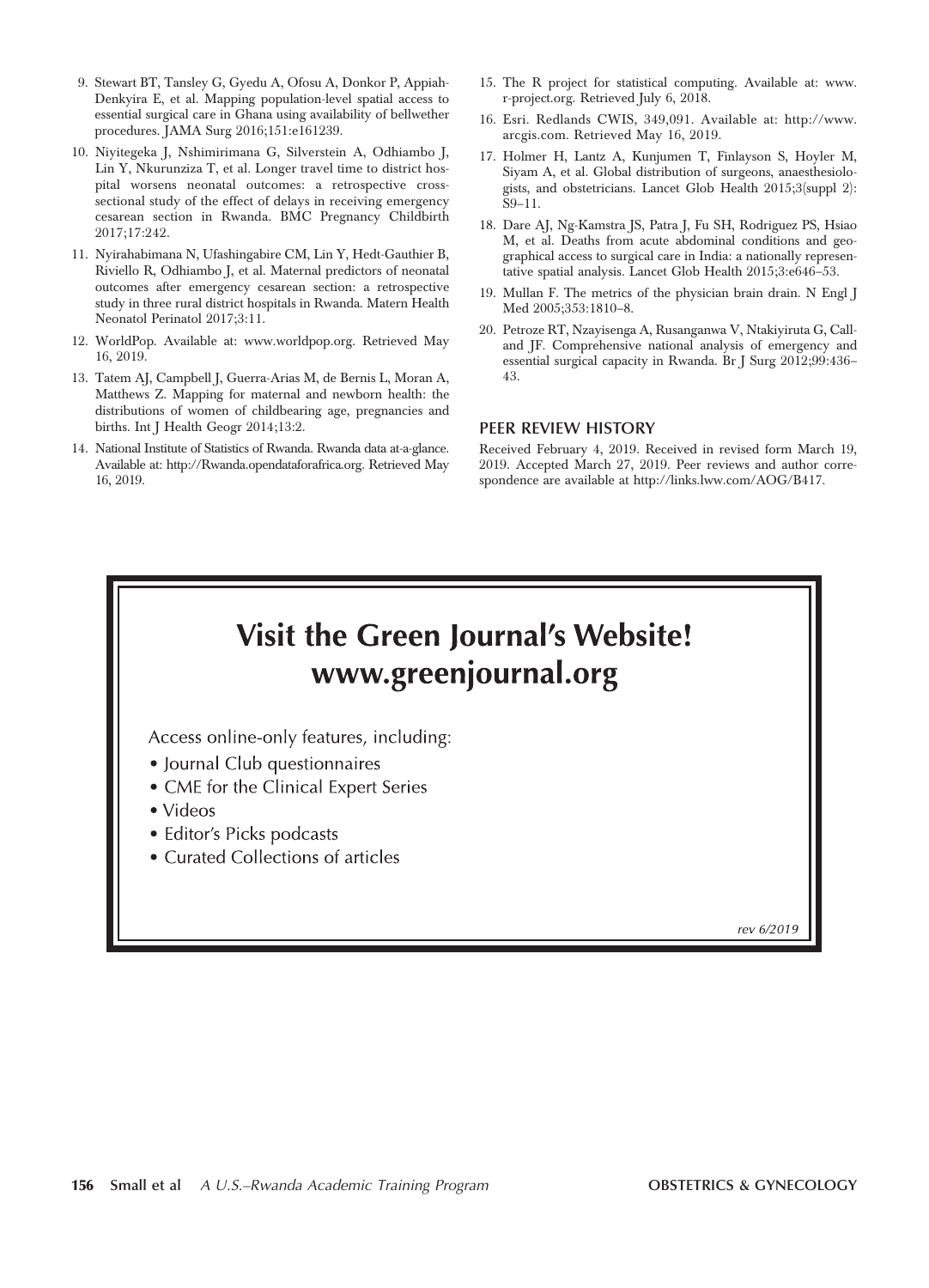9. Stewart BT, Tansley G, Gyedu A, Ofosu A, Donkor P, Appiah-Denkyira E, et al. Mapping population-level spatial access to essential surgical care in Ghana using availability of bellwether procedures. JAMA Surg 2016;151:e161239.
10. Niyitegeka J, Nshimirimana G, Silverstein A, Odhiambo J, Lin Y, Nkurunziza T, et al. Longer travel time to district hospital worsens neonatal outcomes: a retrospective cross-sectional study of the effect of delays in receiving emergency cesarean section in Rwanda. BMC Pregnancy Childbirth 2017;17:242.
11. Nyirahabimana N, Ufashingabire CM, Lin Y, Hedt-Gauthier B, Riviello R, Odhiambo J, et al. Maternal predictors of neonatal outcomes after emergency cesarean section: a retrospective study in three rural district hospitals in Rwanda. Matern Health Neonatol Perinatol 2017;3:11.
12. WorldPop. Available at: www.worldpop.org. Retrieved May 16, 2019.
13. Tatem AJ, Campbell J, Guerra-Arias M, de Bernis L, Moran A, Matthews Z. Mapping for maternal and newborn health: the distributions of women of childbearing age, pregnancies and births. Int J Health Geogr 2014;13:2.
14. National Institute of Statistics of Rwanda. Rwanda data at-a-glance. Available at: http://Rwanda.opendataforafrica.org. Retrieved May 16, 2019.
15. The R project for statistical computing. Available at: www.r-project.org. Retrieved July 6, 2018.
16. Esri. Redlands CWIS, 349,091. Available at: http://www.arcgis.com. Retrieved May 16, 2019.
17. Holmer H, Lantz A, Kunjumen T, Finlayson S, Hoyler M, Siyam A, et al. Global distribution of surgeons, anaesthesiologists, and obstetricians. Lancet Glob Health 2015;3(suppl 2):S9–11.
18. Dare AJ, Ng-Kamstra JS, Patra J, Fu SH, Rodriguez PS, Hsiao M, et al. Deaths from acute abdominal conditions and geographical access to surgical care in India: a nationally representative spatial analysis. Lancet Glob Health 2015;3:e646–53.
19. Mullan F. The metrics of the physician brain drain. N Engl J Med 2005;353:1810–8.
20. Petroze RT, Nzayisenga A, Rusanganwa V, Ntakiyiruta G, Calland JF. Comprehensive national analysis of emergency and essential surgical capacity in Rwanda. Br J Surg 2012;99:436–43.

## PEER REVIEW HISTORY

Received February 4, 2019. Received in revised form March 19, 2019. Accepted March 27, 2019. Peer reviews and author correspondence are available at http://links.lww.com/AOG/B417.

## Visit the Green Journal's Website!
## www.greenjournal.org

Access online-only features, including:

- Journal Club questionnaires
- CME for the Clinical Expert Series
- Videos
- Editor's Picks podcasts
- Curated Collections of articles

*rev 6/2019*